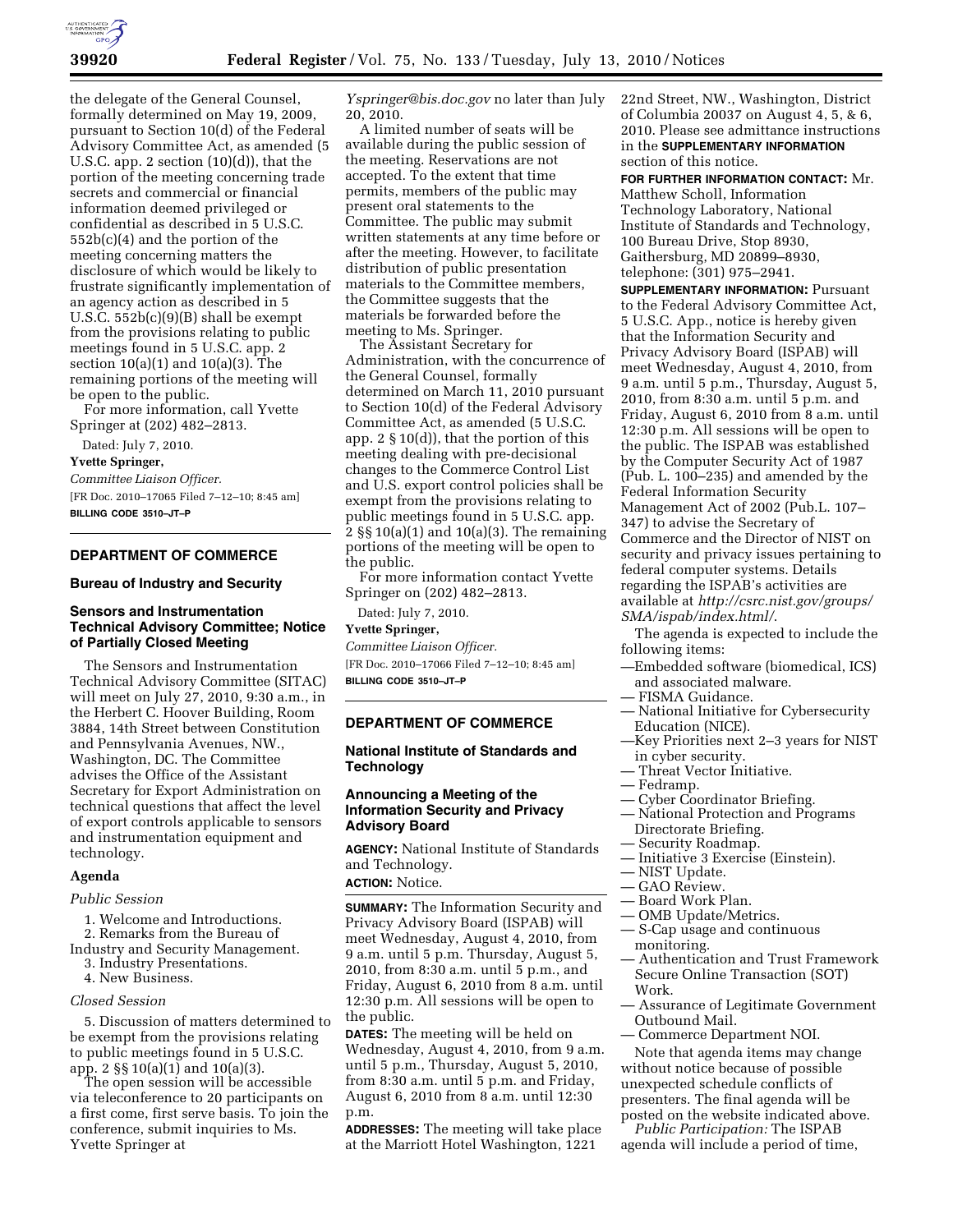the delegate of the General Counsel, formally determined on May 19, 2009, pursuant to Section 10(d) of the Federal Advisory Committee Act, as amended (5 U.S.C. app. 2 section (10)(d)), that the portion of the meeting concerning trade secrets and commercial or financial information deemed privileged or confidential as described in 5 U.S.C. 552b(c)(4) and the portion of the meeting concerning matters the disclosure of which would be likely to frustrate significantly implementation of an agency action as described in 5 U.S.C. 552b(c)(9)(B) shall be exempt from the provisions relating to public meetings found in 5 U.S.C. app. 2 section 10(a)(1) and 10(a)(3). The remaining portions of the meeting will be open to the public.

For more information, call Yvette Springer at (202) 482–2813.

Dated: July 7, 2010.

**Yvette Springer,**

*Committee Liaison Officer.*

[FR Doc. 2010–17065 Filed 7–12–10; 8:45 am]

**BILLING CODE 3510–JT–P**

## DEPARTMENT OF COMMERCE

### Bureau of Industry and Security

### Sensors and Instrumentation Technical Advisory Committee; Notice of Partially Closed Meeting

The Sensors and Instrumentation Technical Advisory Committee (SITAC) will meet on July 27, 2010, 9:30 a.m., in the Herbert C. Hoover Building, Room 3884, 14th Street between Constitution and Pennsylvania Avenues, NW., Washington, DC. The Committee advises the Office of the Assistant Secretary for Export Administration on technical questions that affect the level of export controls applicable to sensors and instrumentation equipment and technology.

#### Agenda

*Public Session*

1. Welcome and Introductions.
2. Remarks from the Bureau of Industry and Security Management.
3. Industry Presentations.
4. New Business.

*Closed Session*

5. Discussion of matters determined to be exempt from the provisions relating to public meetings found in 5 U.S.C. app. 2 §§ 10(a)(1) and 10(a)(3).

The open session will be accessible via teleconference to 20 participants on a first come, first serve basis. To join the conference, submit inquiries to Ms. Yvette Springer at *Yspringer@bis.doc.gov* no later than July 20, 2010.

A limited number of seats will be available during the public session of the meeting. Reservations are not accepted. To the extent that time permits, members of the public may present oral statements to the Committee. The public may submit written statements at any time before or after the meeting. However, to facilitate distribution of public presentation materials to the Committee members, the Committee suggests that the materials be forwarded before the meeting to Ms. Springer.

The Assistant Secretary for Administration, with the concurrence of the General Counsel, formally determined on March 11, 2010 pursuant to Section 10(d) of the Federal Advisory Committee Act, as amended (5 U.S.C. app. 2 § 10(d)), that the portion of this meeting dealing with pre-decisional changes to the Commerce Control List and U.S. export control policies shall be exempt from the provisions relating to public meetings found in 5 U.S.C. app. 2 §§ 10(a)(1) and 10(a)(3). The remaining portions of the meeting will be open to the public.

For more information contact Yvette Springer on (202) 482–2813.

Dated: July 7, 2010.

**Yvette Springer,**

*Committee Liaison Officer.*

[FR Doc. 2010–17066 Filed 7–12–10; 8:45 am]

**BILLING CODE 3510–JT–P**

## DEPARTMENT OF COMMERCE

### National Institute of Standards and Technology

### Announcing a Meeting of the Information Security and Privacy Advisory Board

**AGENCY:** National Institute of Standards and Technology.

**ACTION:** Notice.

**SUMMARY:** The Information Security and Privacy Advisory Board (ISPAB) will meet Wednesday, August 4, 2010, from 9 a.m. until 5 p.m. Thursday, August 5, 2010, from 8:30 a.m. until 5 p.m., and Friday, August 6, 2010 from 8 a.m. until 12:30 p.m. All sessions will be open to the public.

**DATES:** The meeting will be held on Wednesday, August 4, 2010, from 9 a.m. until 5 p.m., Thursday, August 5, 2010, from 8:30 a.m. until 5 p.m. and Friday, August 6, 2010 from 8 a.m. until 12:30 p.m.

**ADDRESSES:** The meeting will take place at the Marriott Hotel Washington, 1221 22nd Street, NW., Washington, District of Columbia 20037 on August 4, 5, & 6, 2010. Please see admittance instructions in the **SUPPLEMENTARY INFORMATION** section of this notice.

**FOR FURTHER INFORMATION CONTACT:** Mr. Matthew Scholl, Information Technology Laboratory, National Institute of Standards and Technology, 100 Bureau Drive, Stop 8930, Gaithersburg, MD 20899–8930, telephone: (301) 975–2941.

**SUPPLEMENTARY INFORMATION:** Pursuant to the Federal Advisory Committee Act, 5 U.S.C. App., notice is hereby given that the Information Security and Privacy Advisory Board (ISPAB) will meet Wednesday, August 4, 2010, from 9 a.m. until 5 p.m., Thursday, August 5, 2010, from 8:30 a.m. until 5 p.m. and Friday, August 6, 2010 from 8 a.m. until 12:30 p.m. All sessions will be open to the public. The ISPAB was established by the Computer Security Act of 1987 (Pub. L. 100–235) and amended by the Federal Information Security Management Act of 2002 (Pub.L. 107–347) to advise the Secretary of Commerce and the Director of NIST on security and privacy issues pertaining to federal computer systems. Details regarding the ISPAB's activities are available at *http://csrc.nist.gov/groups/SMA/ispab/index.html/*.

The agenda is expected to include the following items:

- Embedded software (biomedical, ICS) and associated malware.
- FISMA Guidance.
- National Initiative for Cybersecurity Education (NICE).
- Key Priorities next 2–3 years for NIST in cyber security.
- Threat Vector Initiative.
- Fedramp.
- Cyber Coordinator Briefing.
- National Protection and Programs Directorate Briefing.
- Security Roadmap.
- Initiative 3 Exercise (Einstein).
- NIST Update.
- GAO Review.
- Board Work Plan.
- OMB Update/Metrics.
- S-Cap usage and continuous monitoring.
- Authentication and Trust Framework Secure Online Transaction (SOT) Work.
- Assurance of Legitimate Government Outbound Mail.
- Commerce Department NOI.

Note that agenda items may change without notice because of possible unexpected schedule conflicts of presenters. The final agenda will be posted on the website indicated above.

*Public Participation:* The ISPAB agenda will include a period of time,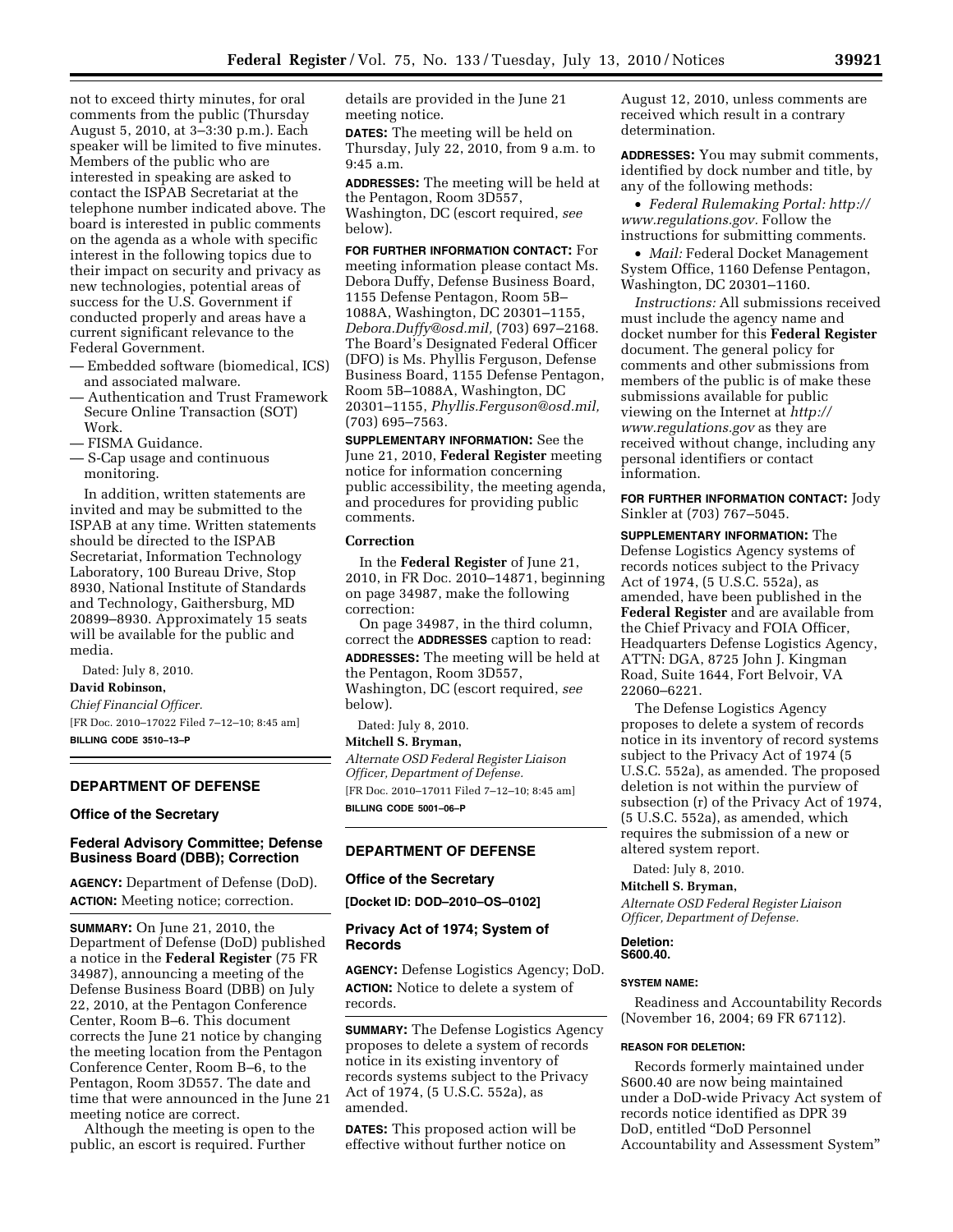not to exceed thirty minutes, for oral comments from the public (Thursday August 5, 2010, at 3–3:30 p.m.). Each speaker will be limited to five minutes. Members of the public who are interested in speaking are asked to contact the ISPAB Secretariat at the telephone number indicated above. The board is interested in public comments on the agenda as a whole with specific interest in the following topics due to their impact on security and privacy as new technologies, potential areas of success for the U.S. Government if conducted properly and areas have a current significant relevance to the Federal Government.

— Embedded software (biomedical, ICS) and associated malware.
— Authentication and Trust Framework Secure Online Transaction (SOT) Work.
— FISMA Guidance.
— S-Cap usage and continuous monitoring.

In addition, written statements are invited and may be submitted to the ISPAB at any time. Written statements should be directed to the ISPAB Secretariat, Information Technology Laboratory, 100 Bureau Drive, Stop 8930, National Institute of Standards and Technology, Gaithersburg, MD 20899–8930. Approximately 15 seats will be available for the public and media.

Dated: July 8, 2010.

**David Robinson,**

*Chief Financial Officer.*

[FR Doc. 2010–17022 Filed 7–12–10; 8:45 am]

**BILLING CODE 3510–13–P**

## DEPARTMENT OF DEFENSE

### Office of the Secretary

### Federal Advisory Committee; Defense Business Board (DBB); Correction

**AGENCY:** Department of Defense (DoD).

**ACTION:** Meeting notice; correction.

**SUMMARY:** On June 21, 2010, the Department of Defense (DoD) published a notice in the **Federal Register** (75 FR 34987), announcing a meeting of the Defense Business Board (DBB) on July 22, 2010, at the Pentagon Conference Center, Room B–6. This document corrects the June 21 notice by changing the meeting location from the Pentagon Conference Center, Room B–6, to the Pentagon, Room 3D557. The date and time that were announced in the June 21 meeting notice are correct.

Although the meeting is open to the public, an escort is required. Further details are provided in the June 21 meeting notice.

**DATES:** The meeting will be held on Thursday, July 22, 2010, from 9 a.m. to 9:45 a.m.

**ADDRESSES:** The meeting will be held at the Pentagon, Room 3D557, Washington, DC (escort required, *see* below).

**FOR FURTHER INFORMATION CONTACT:** For meeting information please contact Ms. Debora Duffy, Defense Business Board, 1155 Defense Pentagon, Room 5B–1088A, Washington, DC 20301–1155, *Debora.Duffy@osd.mil,* (703) 697–2168. The Board's Designated Federal Officer (DFO) is Ms. Phyllis Ferguson, Defense Business Board, 1155 Defense Pentagon, Room 5B–1088A, Washington, DC 20301–1155, *Phyllis.Ferguson@osd.mil,* (703) 695–7563.

**SUPPLEMENTARY INFORMATION:** See the June 21, 2010, **Federal Register** meeting notice for information concerning public accessibility, the meeting agenda, and procedures for providing public comments.

#### Correction

In the **Federal Register** of June 21, 2010, in FR Doc. 2010–14871, beginning on page 34987, make the following correction:

On page 34987, in the third column, correct the **ADDRESSES** caption to read:

**ADDRESSES:** The meeting will be held at the Pentagon, Room 3D557, Washington, DC (escort required, *see* below).

Dated: July 8, 2010.

**Mitchell S. Bryman,**

*Alternate OSD Federal Register Liaison Officer, Department of Defense.*

[FR Doc. 2010–17011 Filed 7–12–10; 8:45 am]

**BILLING CODE 5001–06–P**

## DEPARTMENT OF DEFENSE

### Office of the Secretary

**[Docket ID: DOD–2010–OS–0102]**

### Privacy Act of 1974; System of Records

**AGENCY:** Defense Logistics Agency; DoD.

**ACTION:** Notice to delete a system of records.

**SUMMARY:** The Defense Logistics Agency proposes to delete a system of records notice in its existing inventory of records systems subject to the Privacy Act of 1974, (5 U.S.C. 552a), as amended.

**DATES:** This proposed action will be effective without further notice on August 12, 2010, unless comments are received which result in a contrary determination.

**ADDRESSES:** You may submit comments, identified by dock number and title, by any of the following methods:

- *Federal Rulemaking Portal: http://www.regulations.gov.* Follow the instructions for submitting comments.
- *Mail:* Federal Docket Management System Office, 1160 Defense Pentagon, Washington, DC 20301–1160.

*Instructions:* All submissions received must include the agency name and docket number for this **Federal Register** document. The general policy for comments and other submissions from members of the public is of make these submissions available for public viewing on the Internet at *http://www.regulations.gov* as they are received without change, including any personal identifiers or contact information.

**FOR FURTHER INFORMATION CONTACT:** Jody Sinkler at (703) 767–5045.

**SUPPLEMENTARY INFORMATION:** The Defense Logistics Agency systems of records notices subject to the Privacy Act of 1974, (5 U.S.C. 552a), as amended, have been published in the **Federal Register** and are available from the Chief Privacy and FOIA Officer, Headquarters Defense Logistics Agency, ATTN: DGA, 8725 John J. Kingman Road, Suite 1644, Fort Belvoir, VA 22060–6221.

The Defense Logistics Agency proposes to delete a system of records notice in its inventory of record systems subject to the Privacy Act of 1974 (5 U.S.C. 552a), as amended. The proposed deletion is not within the purview of subsection (r) of the Privacy Act of 1974, (5 U.S.C. 552a), as amended, which requires the submission of a new or altered system report.

Dated: July 8, 2010.

**Mitchell S. Bryman,**

*Alternate OSD Federal Register Liaison Officer, Department of Defense.*

**Deletion:**
**S600.40.**

#### SYSTEM NAME:

Readiness and Accountability Records (November 16, 2004; 69 FR 67112).

#### REASON FOR DELETION:

Records formerly maintained under S600.40 are now being maintained under a DoD-wide Privacy Act system of records notice identified as DPR 39 DoD, entitled "DoD Personnel Accountability and Assessment System"